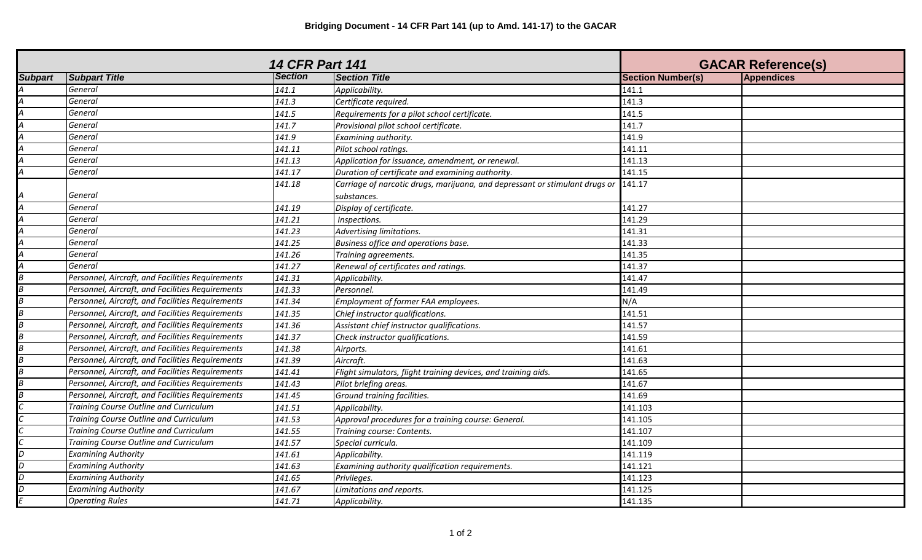# Bridging Document - 14 CFR Part 141 (up to Amd. 141-17) to the GACAR

| 14 CFR Part 141 | | | | GACAR Reference(s) | |
|---|---|---|---|---|---|
| **Subpart** | **Subpart Title** | **Section** | **Section Title** | **Section Number(s)** | **Appendices** |
| *A* | *General* | *141.1* | *Applicability.* | 141.1 | |
| *A* | *General* | *141.3* | *Certificate required.* | 141.3 | |
| *A* | *General* | *141.5* | *Requirements for a pilot school certificate.* | 141.5 | |
| *A* | *General* | *141.7* | *Provisional pilot school certificate.* | 141.7 | |
| *A* | *General* | *141.9* | *Examining authority.* | 141.9 | |
| *A* | *General* | *141.11* | *Pilot school ratings.* | 141.11 | |
| *A* | *General* | *141.13* | *Application for issuance, amendment, or renewal.* | 141.13 | |
| *A* | *General* | *141.17* | *Duration of certificate and examining authority.* | 141.15 | |
| *A* | *General* | *141.18* | *Carriage of narcotic drugs, marijuana, and depressant or stimulant drugs or substances.* | 141.17 | |
| *A* | *General* | *141.19* | *Display of certificate.* | 141.27 | |
| *A* | *General* | *141.21* | *Inspections.* | 141.29 | |
| *A* | *General* | *141.23* | *Advertising limitations.* | 141.31 | |
| *A* | *General* | *141.25* | *Business office and operations base.* | 141.33 | |
| *A* | *General* | *141.26* | *Training agreements.* | 141.35 | |
| *A* | *General* | *141.27* | *Renewal of certificates and ratings.* | 141.37 | |
| *B* | *Personnel, Aircraft, and Facilities Requirements* | *141.31* | *Applicability.* | 141.47 | |
| *B* | *Personnel, Aircraft, and Facilities Requirements* | *141.33* | *Personnel.* | 141.49 | |
| *B* | *Personnel, Aircraft, and Facilities Requirements* | *141.34* | *Employment of former FAA employees.* | N/A | |
| *B* | *Personnel, Aircraft, and Facilities Requirements* | *141.35* | *Chief instructor qualifications.* | 141.51 | |
| *B* | *Personnel, Aircraft, and Facilities Requirements* | *141.36* | *Assistant chief instructor qualifications.* | 141.57 | |
| *B* | *Personnel, Aircraft, and Facilities Requirements* | *141.37* | *Check instructor qualifications.* | 141.59 | |
| *B* | *Personnel, Aircraft, and Facilities Requirements* | *141.38* | *Airports.* | 141.61 | |
| *B* | *Personnel, Aircraft, and Facilities Requirements* | *141.39* | *Aircraft.* | 141.63 | |
| *B* | *Personnel, Aircraft, and Facilities Requirements* | *141.41* | *Flight simulators, flight training devices, and training aids.* | 141.65 | |
| *B* | *Personnel, Aircraft, and Facilities Requirements* | *141.43* | *Pilot briefing areas.* | 141.67 | |
| *B* | *Personnel, Aircraft, and Facilities Requirements* | *141.45* | *Ground training facilities.* | 141.69 | |
| *C* | *Training Course Outline and Curriculum* | *141.51* | *Applicability.* | 141.103 | |
| *C* | *Training Course Outline and Curriculum* | *141.53* | *Approval procedures for a training course: General.* | 141.105 | |
| *C* | *Training Course Outline and Curriculum* | *141.55* | *Training course: Contents.* | 141.107 | |
| *C* | *Training Course Outline and Curriculum* | *141.57* | *Special curricula.* | 141.109 | |
| *D* | *Examining Authority* | *141.61* | *Applicability.* | 141.119 | |
| *D* | *Examining Authority* | *141.63* | *Examining authority qualification requirements.* | 141.121 | |
| *D* | *Examining Authority* | *141.65* | *Privileges.* | 141.123 | |
| *D* | *Examining Authority* | *141.67* | *Limitations and reports.* | 141.125 | |
| *E* | *Operating Rules* | *141.71* | *Applicability.* | 141.135 | |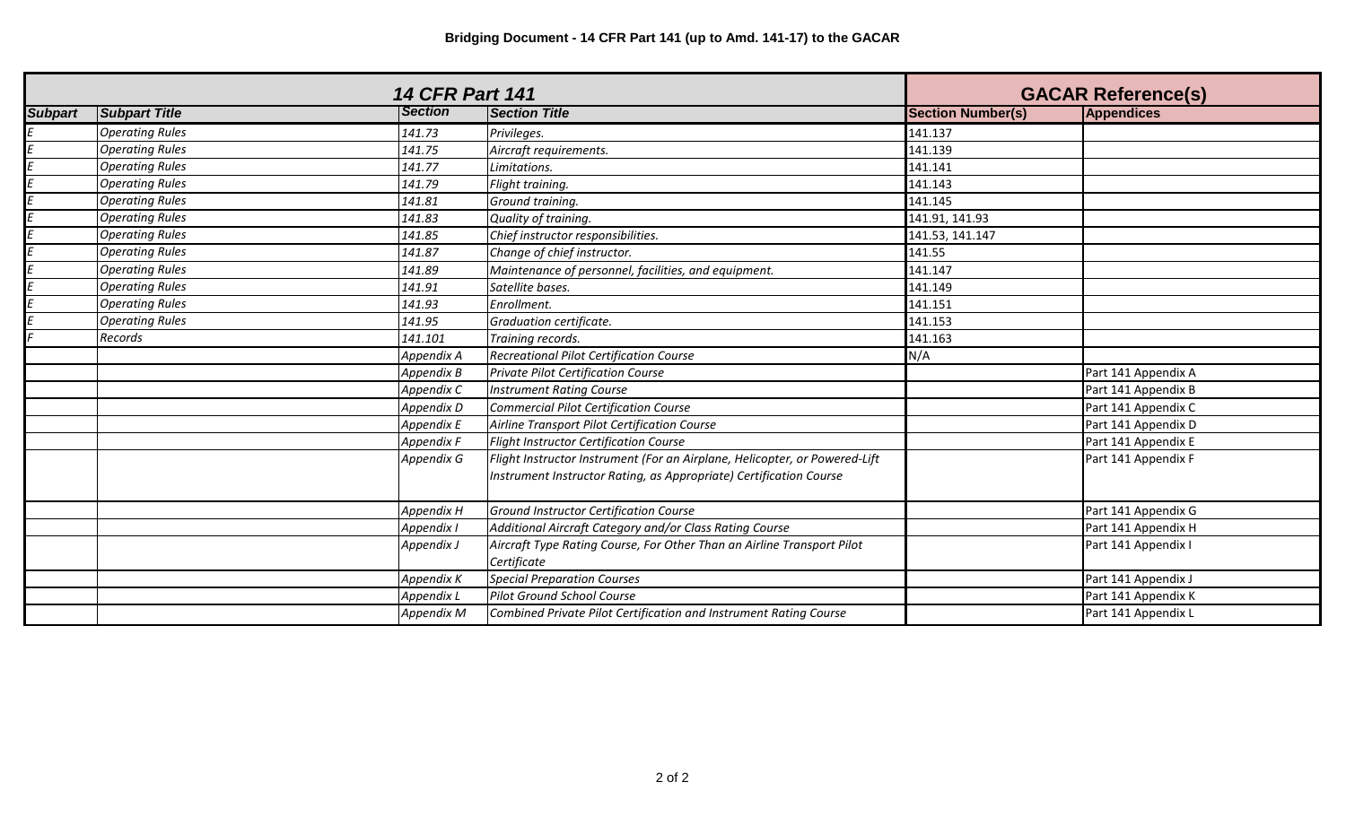**Bridging Document - 14 CFR Part 141 (up to Amd. 141-17) to the GACAR**

| *14 CFR Part 141* | | | | GACAR Reference(s) | |
|---|---|---|---|---|---|
| ***Subpart*** | ***Subpart Title*** | ***Section*** | ***Section Title*** | **Section Number(s)** | **Appendices** |
| *E* | *Operating Rules* | *141.73* | *Privileges.* | 141.137 | |
| *E* | *Operating Rules* | *141.75* | *Aircraft requirements.* | 141.139 | |
| *E* | *Operating Rules* | *141.77* | *Limitations.* | 141.141 | |
| *E* | *Operating Rules* | *141.79* | *Flight training.* | 141.143 | |
| *E* | *Operating Rules* | *141.81* | *Ground training.* | 141.145 | |
| *E* | *Operating Rules* | *141.83* | *Quality of training.* | 141.91, 141.93 | |
| *E* | *Operating Rules* | *141.85* | *Chief instructor responsibilities.* | 141.53, 141.147 | |
| *E* | *Operating Rules* | *141.87* | *Change of chief instructor.* | 141.55 | |
| *E* | *Operating Rules* | *141.89* | *Maintenance of personnel, facilities, and equipment.* | 141.147 | |
| *E* | *Operating Rules* | *141.91* | *Satellite bases.* | 141.149 | |
| *E* | *Operating Rules* | *141.93* | *Enrollment.* | 141.151 | |
| *E* | *Operating Rules* | *141.95* | *Graduation certificate.* | 141.153 | |
| *F* | *Records* | *141.101* | *Training records.* | 141.163 | |
| | | *Appendix A* | *Recreational Pilot Certification Course* | N/A | |
| | | *Appendix B* | *Private Pilot Certification Course* | | Part 141 Appendix A |
| | | *Appendix C* | *Instrument Rating Course* | | Part 141 Appendix B |
| | | *Appendix D* | *Commercial Pilot Certification Course* | | Part 141 Appendix C |
| | | *Appendix E* | *Airline Transport Pilot Certification Course* | | Part 141 Appendix D |
| | | *Appendix F* | *Flight Instructor Certification Course* | | Part 141 Appendix E |
| | | *Appendix G* | *Flight Instructor Instrument (For an Airplane, Helicopter, or Powered-Lift Instrument Instructor Rating, as Appropriate) Certification Course* | | Part 141 Appendix F |
| | | *Appendix H* | *Ground Instructor Certification Course* | | Part 141 Appendix G |
| | | *Appendix I* | *Additional Aircraft Category and/or Class Rating Course* | | Part 141 Appendix H |
| | | *Appendix J* | *Aircraft Type Rating Course, For Other Than an Airline Transport Pilot Certificate* | | Part 141 Appendix I |
| | | *Appendix K* | *Special Preparation Courses* | | Part 141 Appendix J |
| | | *Appendix L* | *Pilot Ground School Course* | | Part 141 Appendix K |
| | | *Appendix M* | *Combined Private Pilot Certification and Instrument Rating Course* | | Part 141 Appendix L |